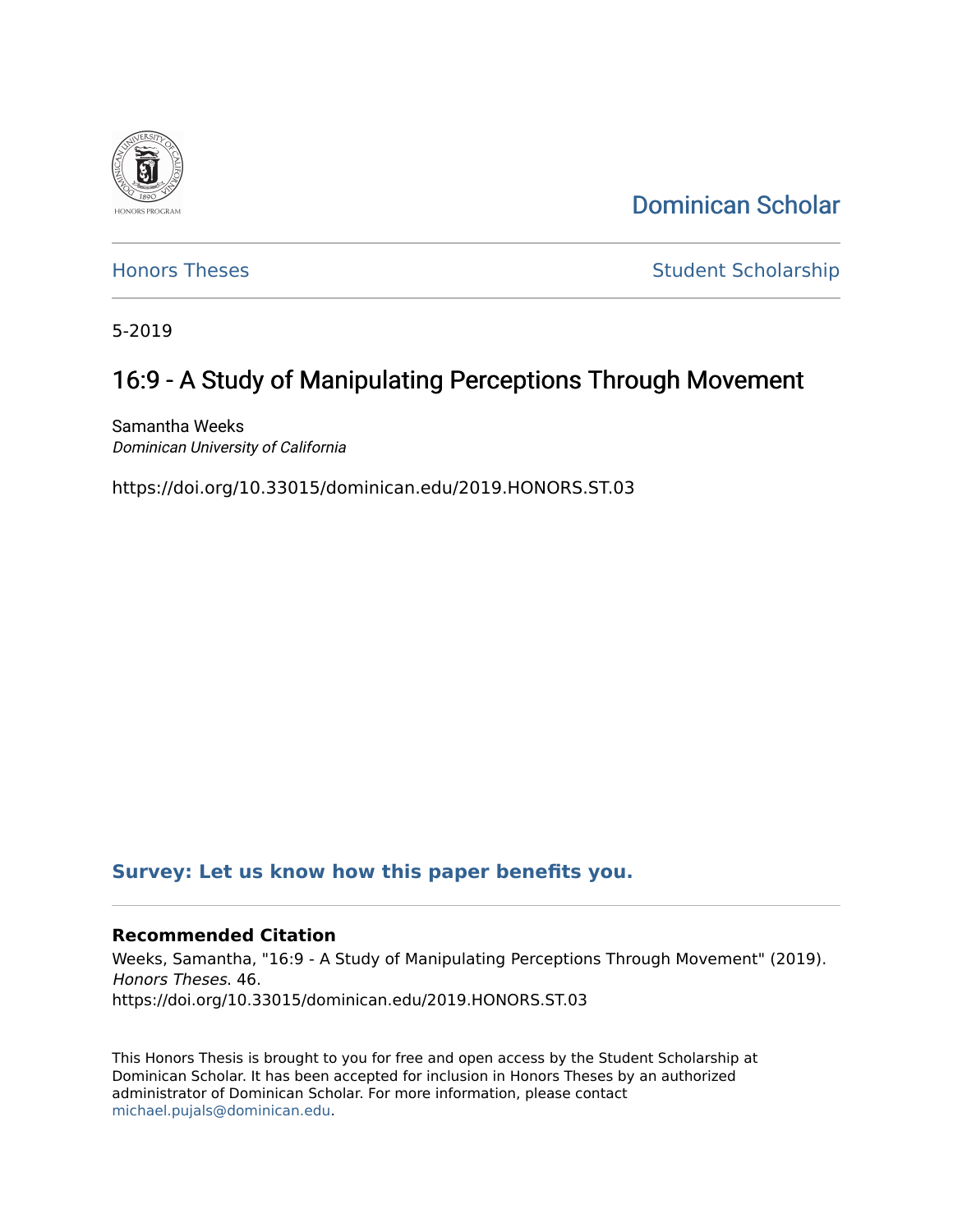Dominican Scholar

Honors Theses

Student Scholarship

5-2019

# 16:9 - A Study of Manipulating Perceptions Through Movement

Samantha Weeks
*Dominican University of California*

https://doi.org/10.33015/dominican.edu/2019.HONORS.ST.03

**Survey: Let us know how this paper benefits you.**

### Recommended Citation

Weeks, Samantha, "16:9 - A Study of Manipulating Perceptions Through Movement" (2019). *Honors Theses*. 46.
https://doi.org/10.33015/dominican.edu/2019.HONORS.ST.03

This Honors Thesis is brought to you for free and open access by the Student Scholarship at Dominican Scholar. It has been accepted for inclusion in Honors Theses by an authorized administrator of Dominican Scholar. For more information, please contact michael.pujals@dominican.edu.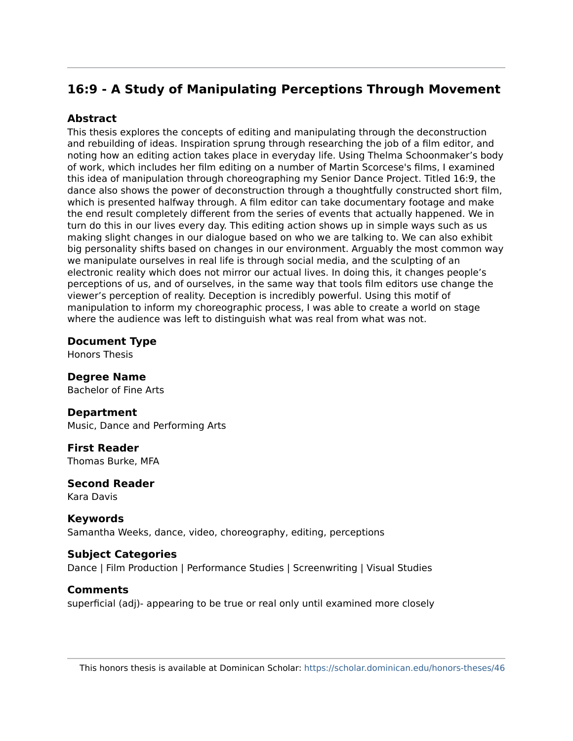## 16:9 - A Study of Manipulating Perceptions Through Movement

### Abstract

This thesis explores the concepts of editing and manipulating through the deconstruction and rebuilding of ideas. Inspiration sprung through researching the job of a film editor, and noting how an editing action takes place in everyday life. Using Thelma Schoonmaker's body of work, which includes her film editing on a number of Martin Scorcese's films, I examined this idea of manipulation through choreographing my Senior Dance Project. Titled 16:9, the dance also shows the power of deconstruction through a thoughtfully constructed short film, which is presented halfway through. A film editor can take documentary footage and make the end result completely different from the series of events that actually happened. We in turn do this in our lives every day. This editing action shows up in simple ways such as us making slight changes in our dialogue based on who we are talking to. We can also exhibit big personality shifts based on changes in our environment. Arguably the most common way we manipulate ourselves in real life is through social media, and the sculpting of an electronic reality which does not mirror our actual lives. In doing this, it changes people's perceptions of us, and of ourselves, in the same way that tools film editors use change the viewer's perception of reality. Deception is incredibly powerful. Using this motif of manipulation to inform my choreographic process, I was able to create a world on stage where the audience was left to distinguish what was real from what was not.

### Document Type

Honors Thesis

### Degree Name

Bachelor of Fine Arts

### Department

Music, Dance and Performing Arts

### First Reader

Thomas Burke, MFA

### Second Reader

Kara Davis

### Keywords

Samantha Weeks, dance, video, choreography, editing, perceptions

### Subject Categories

Dance | Film Production | Performance Studies | Screenwriting | Visual Studies

### Comments

superficial (adj)- appearing to be true or real only until examined more closely

This honors thesis is available at Dominican Scholar: https://scholar.dominican.edu/honors-theses/46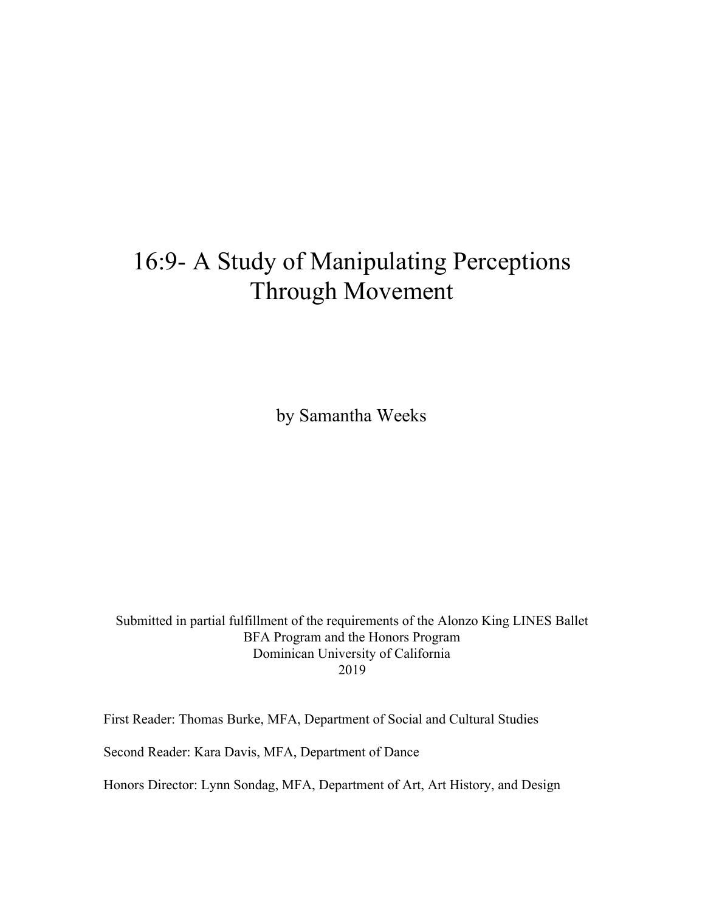# 16:9- A Study of Manipulating Perceptions Through Movement

by Samantha Weeks

Submitted in partial fulfillment of the requirements of the Alonzo King LINES Ballet
BFA Program and the Honors Program
Dominican University of California
2019

First Reader: Thomas Burke, MFA, Department of Social and Cultural Studies

Second Reader: Kara Davis, MFA, Department of Dance

Honors Director: Lynn Sondag, MFA, Department of Art, Art History, and Design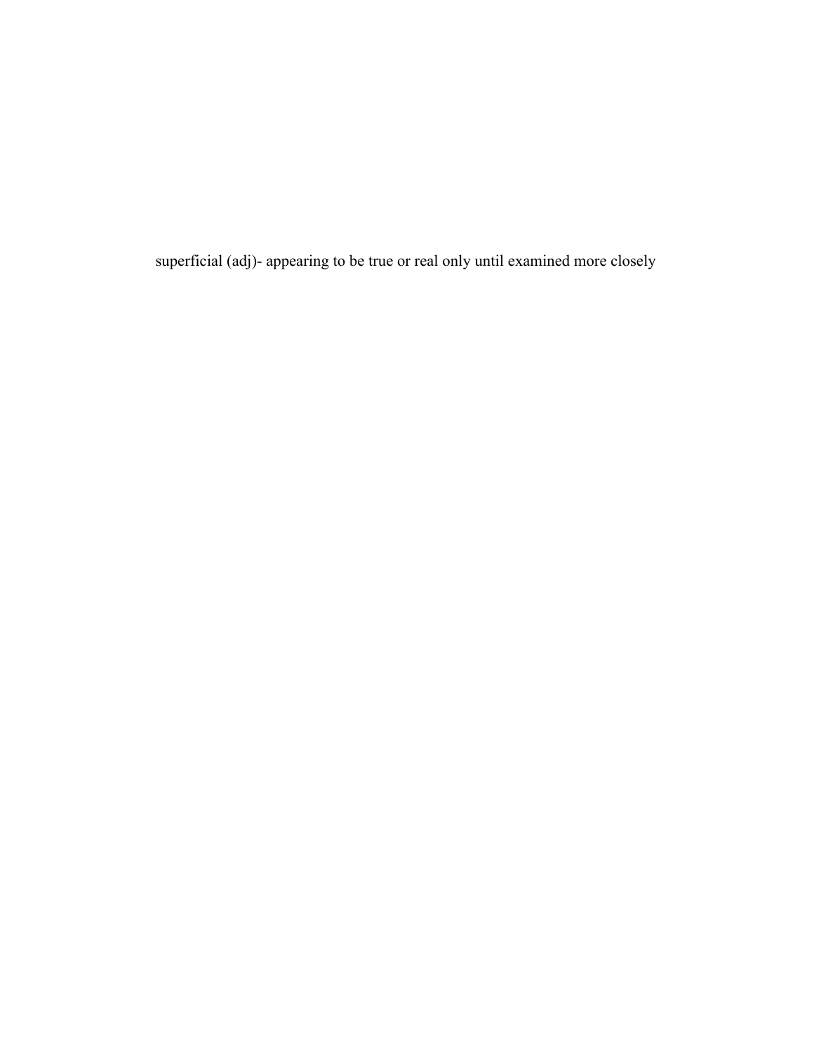superficial (adj)- appearing to be true or real only until examined more closely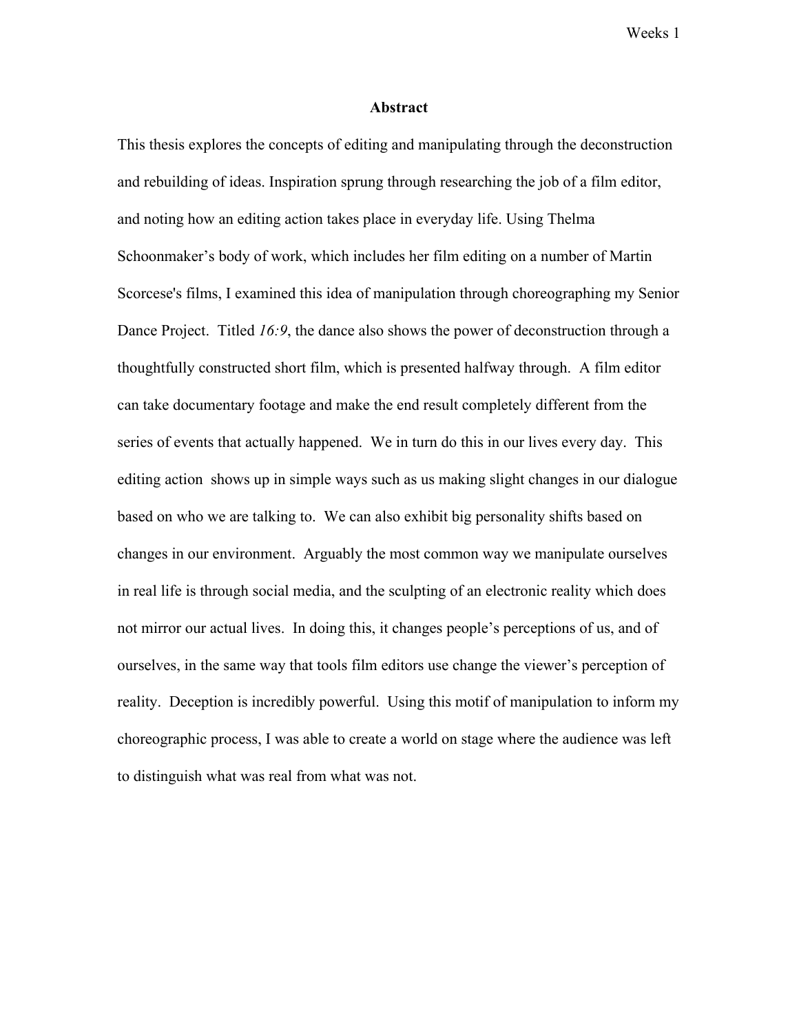## Abstract

This thesis explores the concepts of editing and manipulating through the deconstruction and rebuilding of ideas. Inspiration sprung through researching the job of a film editor, and noting how an editing action takes place in everyday life. Using Thelma Schoonmaker's body of work, which includes her film editing on a number of Martin Scorcese's films, I examined this idea of manipulation through choreographing my Senior Dance Project. Titled *16:9*, the dance also shows the power of deconstruction through a thoughtfully constructed short film, which is presented halfway through. A film editor can take documentary footage and make the end result completely different from the series of events that actually happened. We in turn do this in our lives every day. This editing action shows up in simple ways such as us making slight changes in our dialogue based on who we are talking to. We can also exhibit big personality shifts based on changes in our environment. Arguably the most common way we manipulate ourselves in real life is through social media, and the sculpting of an electronic reality which does not mirror our actual lives. In doing this, it changes people's perceptions of us, and of ourselves, in the same way that tools film editors use change the viewer's perception of reality. Deception is incredibly powerful. Using this motif of manipulation to inform my choreographic process, I was able to create a world on stage where the audience was left to distinguish what was real from what was not.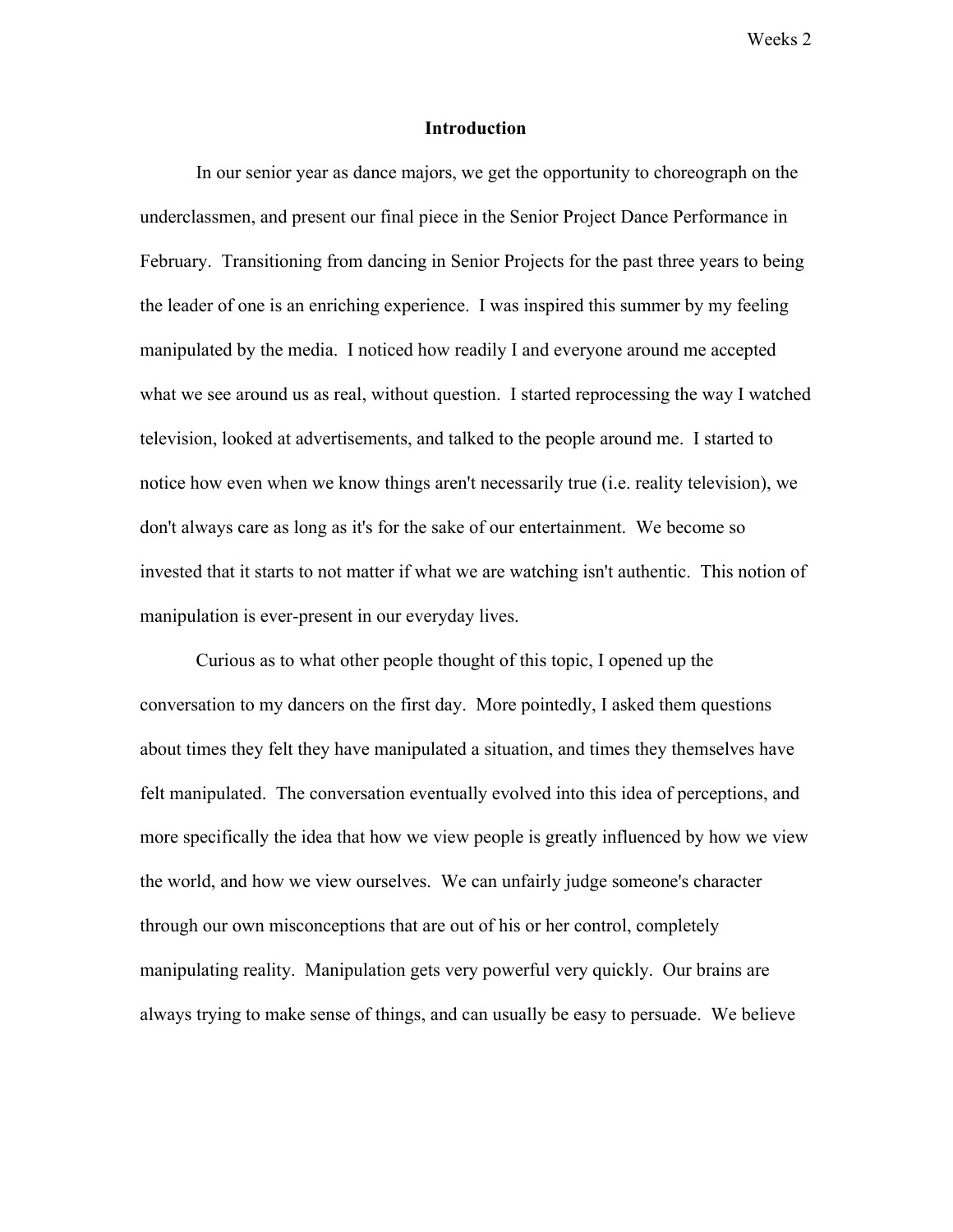## Introduction

In our senior year as dance majors, we get the opportunity to choreograph on the underclassmen, and present our final piece in the Senior Project Dance Performance in February. Transitioning from dancing in Senior Projects for the past three years to being the leader of one is an enriching experience. I was inspired this summer by my feeling manipulated by the media. I noticed how readily I and everyone around me accepted what we see around us as real, without question. I started reprocessing the way I watched television, looked at advertisements, and talked to the people around me. I started to notice how even when we know things aren't necessarily true (i.e. reality television), we don't always care as long as it's for the sake of our entertainment. We become so invested that it starts to not matter if what we are watching isn't authentic. This notion of manipulation is ever-present in our everyday lives.

Curious as to what other people thought of this topic, I opened up the conversation to my dancers on the first day. More pointedly, I asked them questions about times they felt they have manipulated a situation, and times they themselves have felt manipulated. The conversation eventually evolved into this idea of perceptions, and more specifically the idea that how we view people is greatly influenced by how we view the world, and how we view ourselves. We can unfairly judge someone's character through our own misconceptions that are out of his or her control, completely manipulating reality. Manipulation gets very powerful very quickly. Our brains are always trying to make sense of things, and can usually be easy to persuade. We believe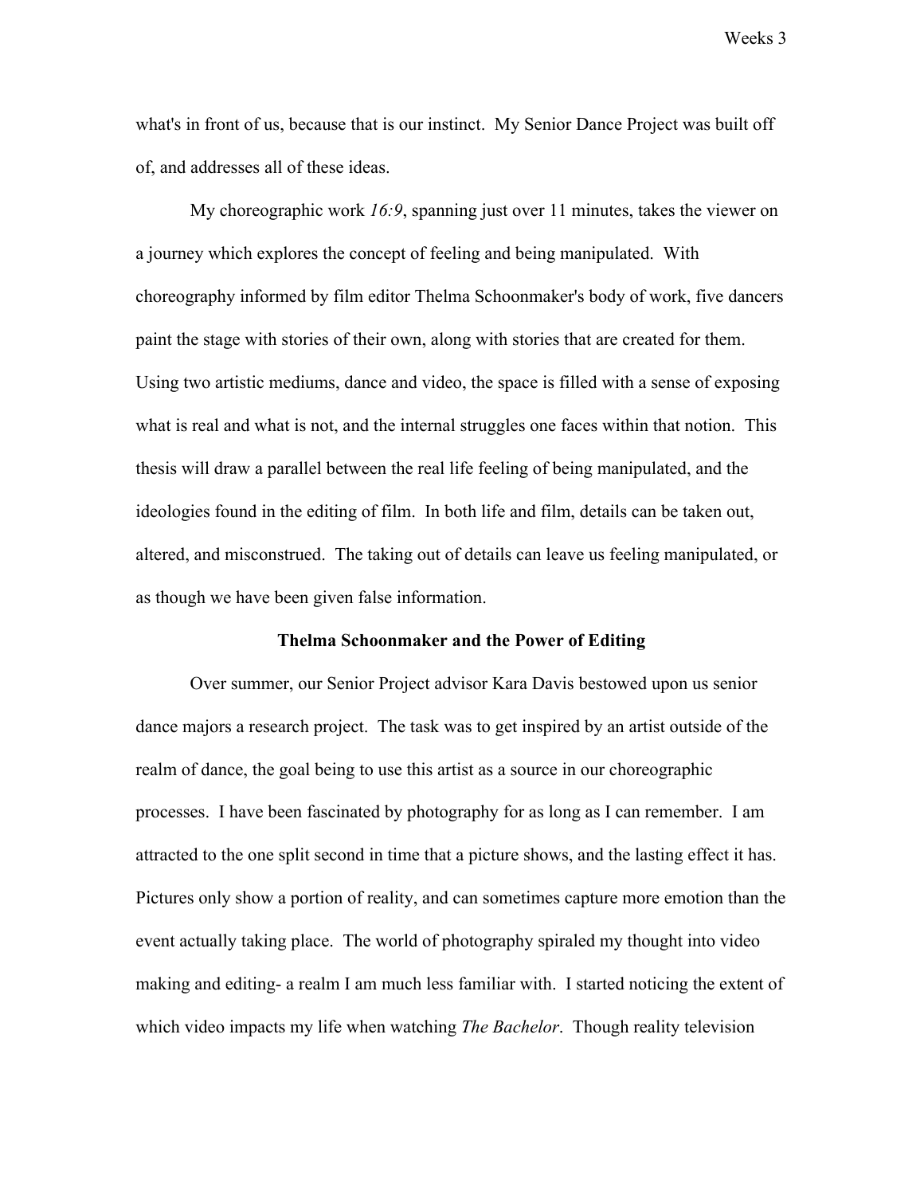what's in front of us, because that is our instinct.  My Senior Dance Project was built off of, and addresses all of these ideas.

My choreographic work *16:9*, spanning just over 11 minutes, takes the viewer on a journey which explores the concept of feeling and being manipulated.  With choreography informed by film editor Thelma Schoonmaker's body of work, five dancers paint the stage with stories of their own, along with stories that are created for them.  Using two artistic mediums, dance and video, the space is filled with a sense of exposing what is real and what is not, and the internal struggles one faces within that notion.  This thesis will draw a parallel between the real life feeling of being manipulated, and the ideologies found in the editing of film.  In both life and film, details can be taken out, altered, and misconstrued.  The taking out of details can leave us feeling manipulated, or as though we have been given false information.

## Thelma Schoonmaker and the Power of Editing

Over summer, our Senior Project advisor Kara Davis bestowed upon us senior dance majors a research project.  The task was to get inspired by an artist outside of the realm of dance, the goal being to use this artist as a source in our choreographic processes.  I have been fascinated by photography for as long as I can remember.  I am attracted to the one split second in time that a picture shows, and the lasting effect it has.  Pictures only show a portion of reality, and can sometimes capture more emotion than the event actually taking place.  The world of photography spiraled my thought into video making and editing- a realm I am much less familiar with.  I started noticing the extent of which video impacts my life when watching *The Bachelor*.  Though reality television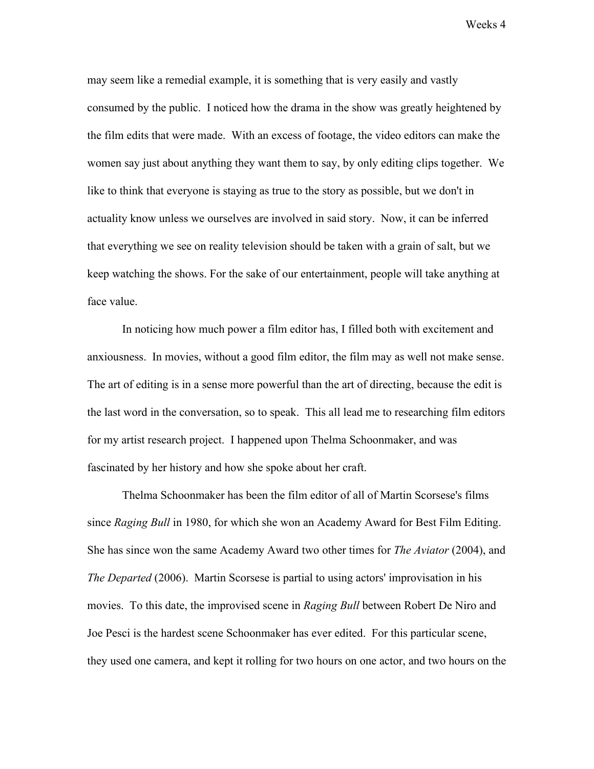may seem like a remedial example, it is something that is very easily and vastly consumed by the public. I noticed how the drama in the show was greatly heightened by the film edits that were made. With an excess of footage, the video editors can make the women say just about anything they want them to say, by only editing clips together. We like to think that everyone is staying as true to the story as possible, but we don't in actuality know unless we ourselves are involved in said story. Now, it can be inferred that everything we see on reality television should be taken with a grain of salt, but we keep watching the shows. For the sake of our entertainment, people will take anything at face value.

In noticing how much power a film editor has, I filled both with excitement and anxiousness. In movies, without a good film editor, the film may as well not make sense. The art of editing is in a sense more powerful than the art of directing, because the edit is the last word in the conversation, so to speak. This all lead me to researching film editors for my artist research project. I happened upon Thelma Schoonmaker, and was fascinated by her history and how she spoke about her craft.

Thelma Schoonmaker has been the film editor of all of Martin Scorsese's films since *Raging Bull* in 1980, for which she won an Academy Award for Best Film Editing. She has since won the same Academy Award two other times for *The Aviator* (2004), and *The Departed* (2006). Martin Scorsese is partial to using actors' improvisation in his movies. To this date, the improvised scene in *Raging Bull* between Robert De Niro and Joe Pesci is the hardest scene Schoonmaker has ever edited. For this particular scene, they used one camera, and kept it rolling for two hours on one actor, and two hours on the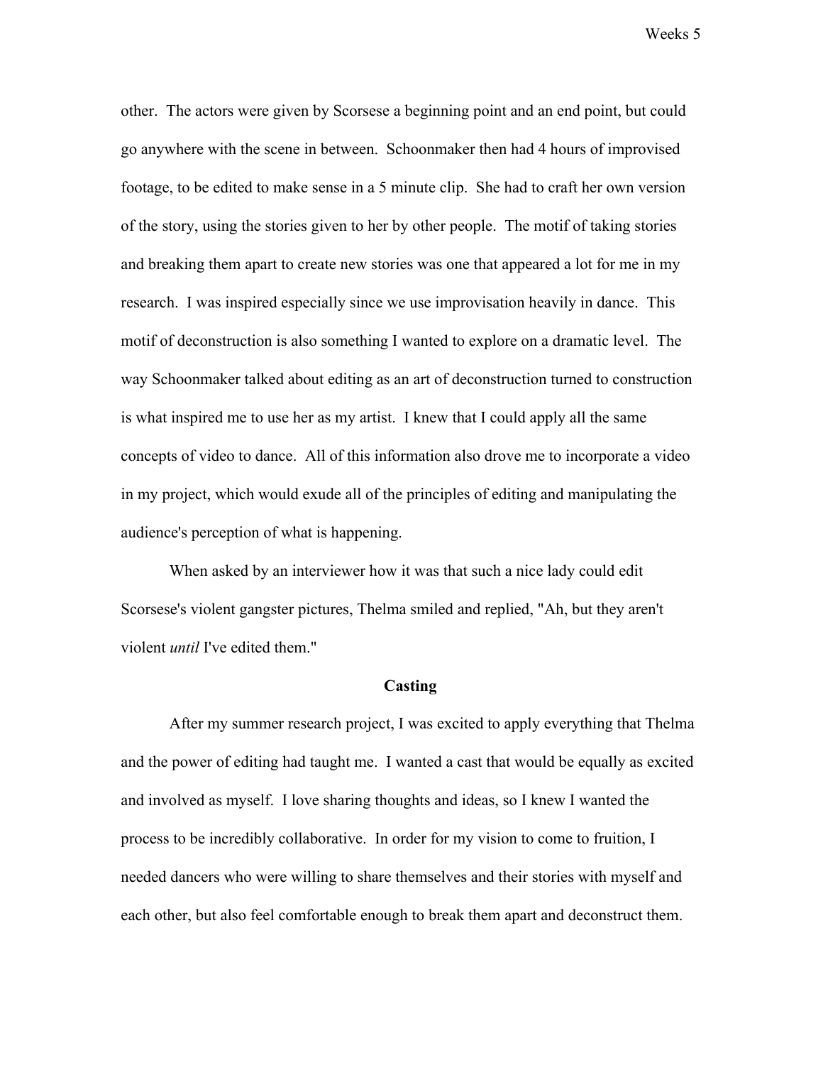other. The actors were given by Scorsese a beginning point and an end point, but could go anywhere with the scene in between. Schoonmaker then had 4 hours of improvised footage, to be edited to make sense in a 5 minute clip. She had to craft her own version of the story, using the stories given to her by other people. The motif of taking stories and breaking them apart to create new stories was one that appeared a lot for me in my research. I was inspired especially since we use improvisation heavily in dance. This motif of deconstruction is also something I wanted to explore on a dramatic level. The way Schoonmaker talked about editing as an art of deconstruction turned to construction is what inspired me to use her as my artist. I knew that I could apply all the same concepts of video to dance. All of this information also drove me to incorporate a video in my project, which would exude all of the principles of editing and manipulating the audience's perception of what is happening.

When asked by an interviewer how it was that such a nice lady could edit Scorsese's violent gangster pictures, Thelma smiled and replied, "Ah, but they aren't violent *until* I've edited them."

**Casting**

After my summer research project, I was excited to apply everything that Thelma and the power of editing had taught me. I wanted a cast that would be equally as excited and involved as myself. I love sharing thoughts and ideas, so I knew I wanted the process to be incredibly collaborative. In order for my vision to come to fruition, I needed dancers who were willing to share themselves and their stories with myself and each other, but also feel comfortable enough to break them apart and deconstruct them.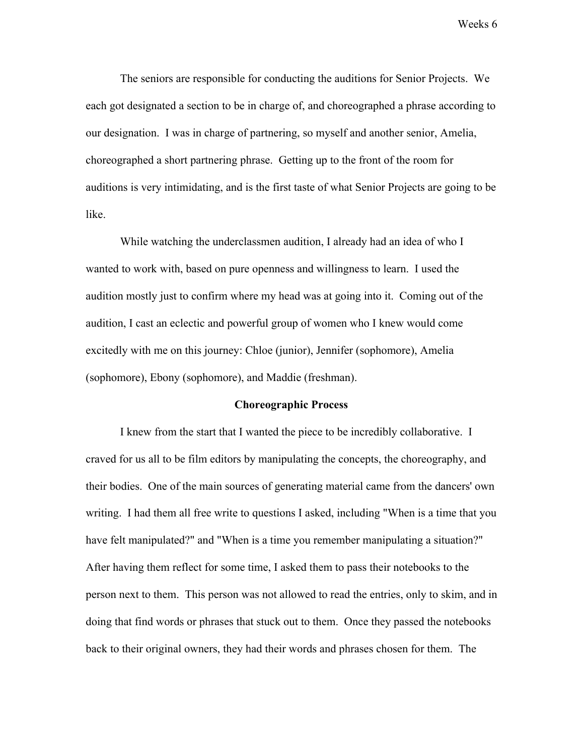The seniors are responsible for conducting the auditions for Senior Projects. We each got designated a section to be in charge of, and choreographed a phrase according to our designation. I was in charge of partnering, so myself and another senior, Amelia, choreographed a short partnering phrase. Getting up to the front of the room for auditions is very intimidating, and is the first taste of what Senior Projects are going to be like.

While watching the underclassmen audition, I already had an idea of who I wanted to work with, based on pure openness and willingness to learn. I used the audition mostly just to confirm where my head was at going into it. Coming out of the audition, I cast an eclectic and powerful group of women who I knew would come excitedly with me on this journey: Chloe (junior), Jennifer (sophomore), Amelia (sophomore), Ebony (sophomore), and Maddie (freshman).

## Choreographic Process

I knew from the start that I wanted the piece to be incredibly collaborative. I craved for us all to be film editors by manipulating the concepts, the choreography, and their bodies. One of the main sources of generating material came from the dancers' own writing. I had them all free write to questions I asked, including "When is a time that you have felt manipulated?" and "When is a time you remember manipulating a situation?" After having them reflect for some time, I asked them to pass their notebooks to the person next to them. This person was not allowed to read the entries, only to skim, and in doing that find words or phrases that stuck out to them. Once they passed the notebooks back to their original owners, they had their words and phrases chosen for them. The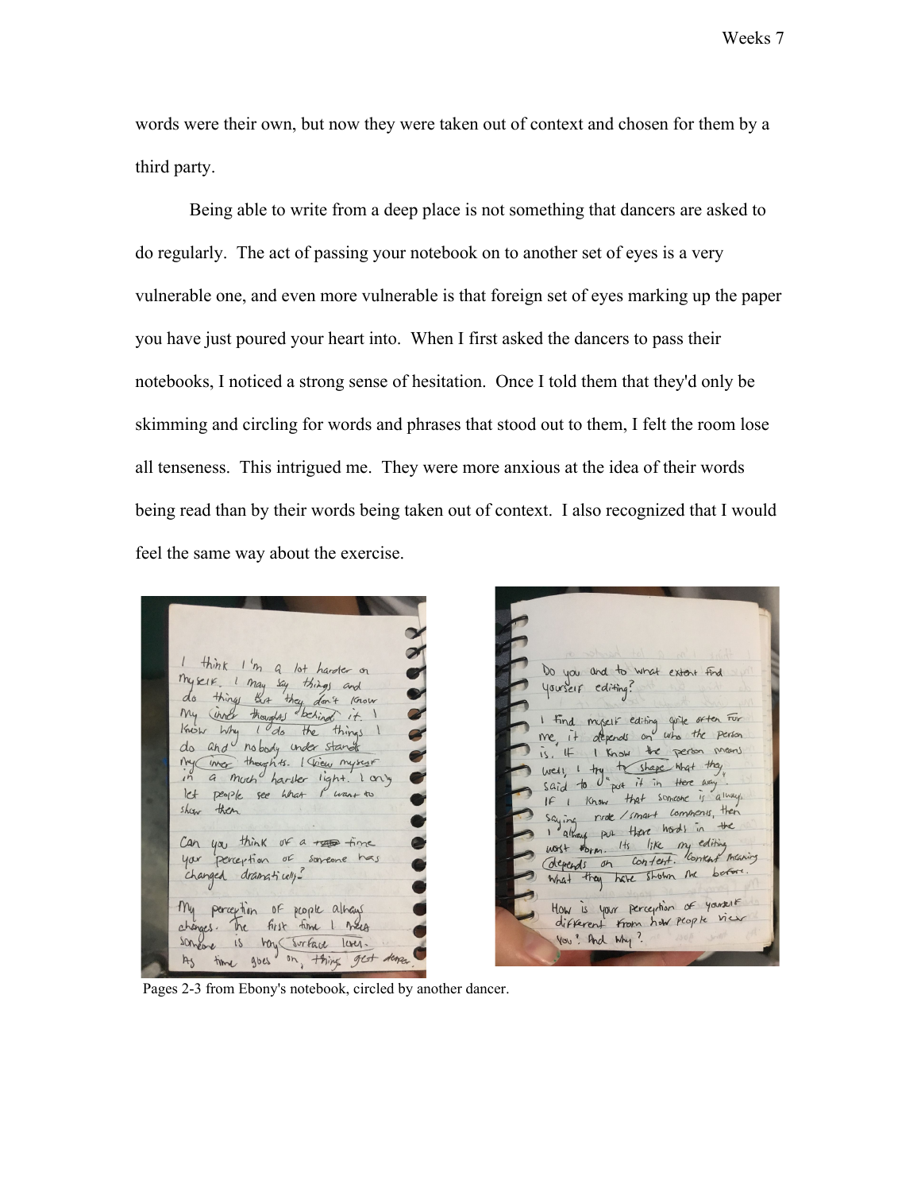words were their own, but now they were taken out of context and chosen for them by a third party.

Being able to write from a deep place is not something that dancers are asked to do regularly. The act of passing your notebook on to another set of eyes is a very vulnerable one, and even more vulnerable is that foreign set of eyes marking up the paper you have just poured your heart into. When I first asked the dancers to pass their notebooks, I noticed a strong sense of hesitation. Once I told them that they'd only be skimming and circling for words and phrases that stood out to them, I felt the room lose all tenseness. This intrigued me. They were more anxious at the idea of their words being read than by their words being taken out of context. I also recognized that I would feel the same way about the exercise.

Pages 2-3 from Ebony's notebook, circled by another dancer.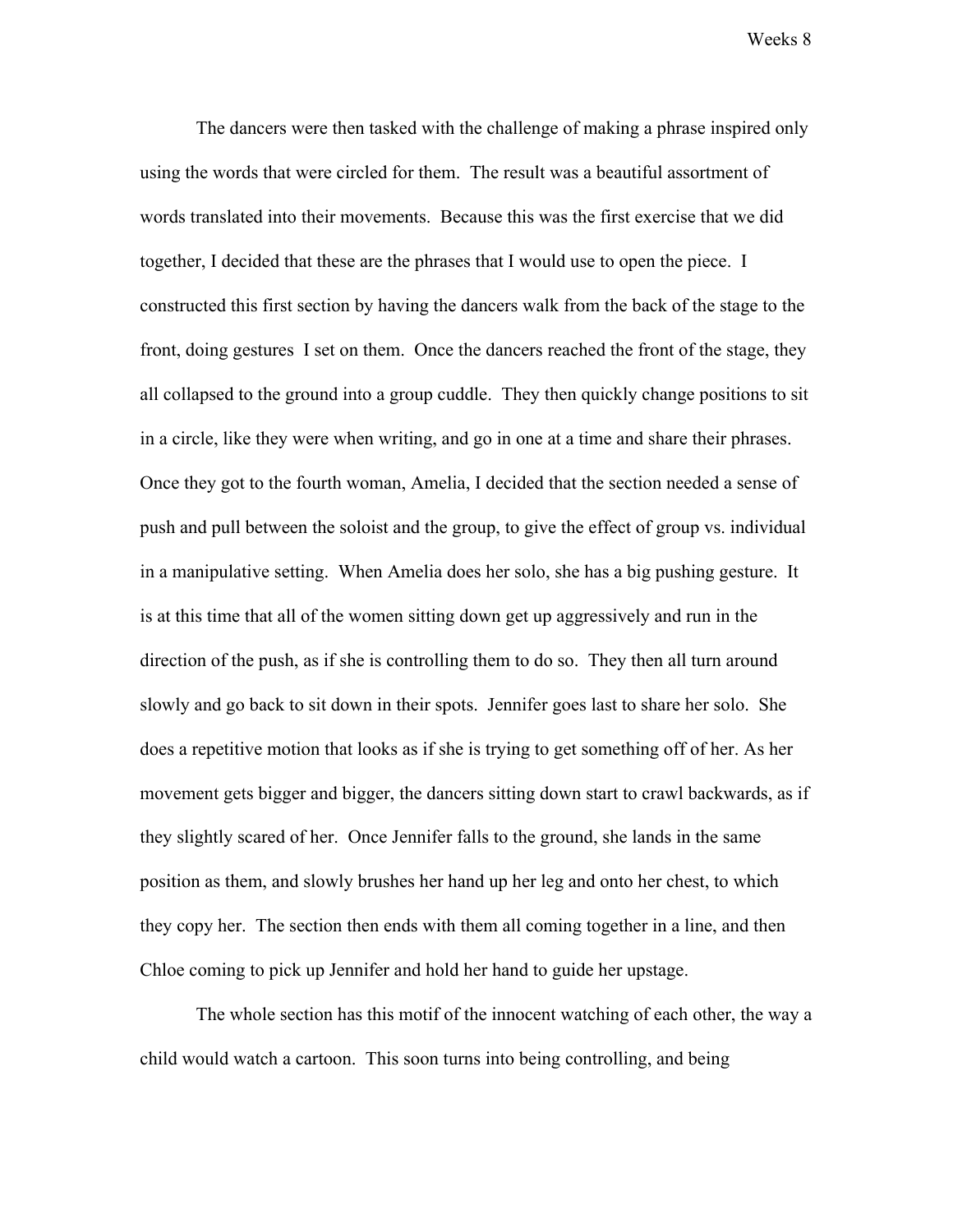The dancers were then tasked with the challenge of making a phrase inspired only using the words that were circled for them.  The result was a beautiful assortment of words translated into their movements.  Because this was the first exercise that we did together, I decided that these are the phrases that I would use to open the piece.  I constructed this first section by having the dancers walk from the back of the stage to the front, doing gestures  I set on them.  Once the dancers reached the front of the stage, they all collapsed to the ground into a group cuddle.  They then quickly change positions to sit in a circle, like they were when writing, and go in one at a time and share their phrases.  Once they got to the fourth woman, Amelia, I decided that the section needed a sense of push and pull between the soloist and the group, to give the effect of group vs. individual in a manipulative setting.  When Amelia does her solo, she has a big pushing gesture.  It is at this time that all of the women sitting down get up aggressively and run in the direction of the push, as if she is controlling them to do so.  They then all turn around slowly and go back to sit down in their spots.  Jennifer goes last to share her solo.  She does a repetitive motion that looks as if she is trying to get something off of her. As her movement gets bigger and bigger, the dancers sitting down start to crawl backwards, as if they slightly scared of her.  Once Jennifer falls to the ground, she lands in the same position as them, and slowly brushes her hand up her leg and onto her chest, to which they copy her.  The section then ends with them all coming together in a line, and then Chloe coming to pick up Jennifer and hold her hand to guide her upstage.

The whole section has this motif of the innocent watching of each other, the way a child would watch a cartoon.  This soon turns into being controlling, and being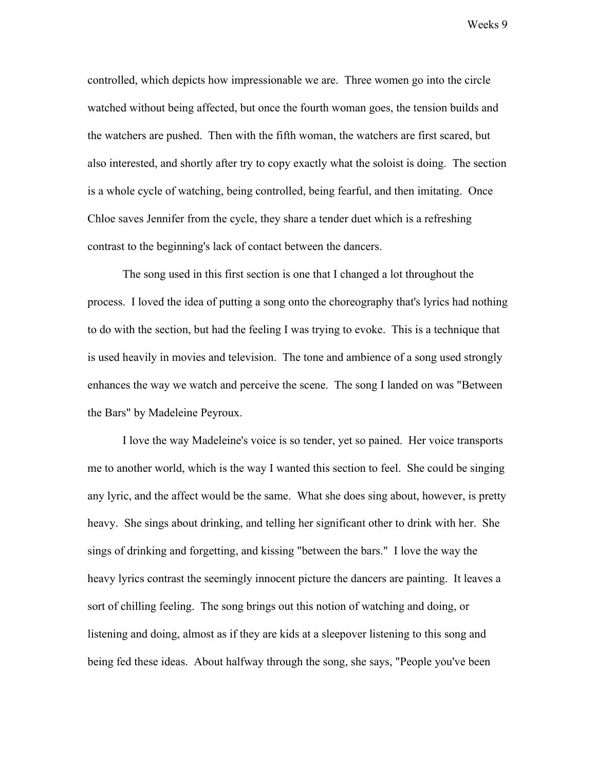controlled, which depicts how impressionable we are. Three women go into the circle watched without being affected, but once the fourth woman goes, the tension builds and the watchers are pushed. Then with the fifth woman, the watchers are first scared, but also interested, and shortly after try to copy exactly what the soloist is doing. The section is a whole cycle of watching, being controlled, being fearful, and then imitating. Once Chloe saves Jennifer from the cycle, they share a tender duet which is a refreshing contrast to the beginning's lack of contact between the dancers.

The song used in this first section is one that I changed a lot throughout the process. I loved the idea of putting a song onto the choreography that's lyrics had nothing to do with the section, but had the feeling I was trying to evoke. This is a technique that is used heavily in movies and television. The tone and ambience of a song used strongly enhances the way we watch and perceive the scene. The song I landed on was "Between the Bars" by Madeleine Peyroux.

I love the way Madeleine's voice is so tender, yet so pained. Her voice transports me to another world, which is the way I wanted this section to feel. She could be singing any lyric, and the affect would be the same. What she does sing about, however, is pretty heavy. She sings about drinking, and telling her significant other to drink with her. She sings of drinking and forgetting, and kissing "between the bars." I love the way the heavy lyrics contrast the seemingly innocent picture the dancers are painting. It leaves a sort of chilling feeling. The song brings out this notion of watching and doing, or listening and doing, almost as if they are kids at a sleepover listening to this song and being fed these ideas. About halfway through the song, she says, "People you've been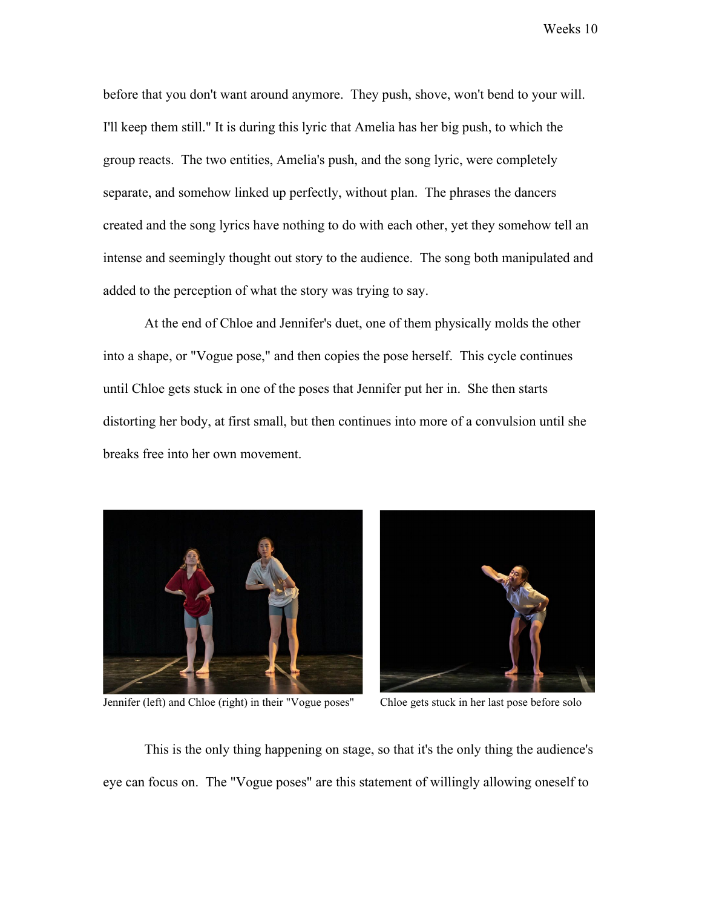before that you don't want around anymore. They push, shove, won't bend to your will. I'll keep them still." It is during this lyric that Amelia has her big push, to which the group reacts. The two entities, Amelia's push, and the song lyric, were completely separate, and somehow linked up perfectly, without plan. The phrases the dancers created and the song lyrics have nothing to do with each other, yet they somehow tell an intense and seemingly thought out story to the audience. The song both manipulated and added to the perception of what the story was trying to say.

At the end of Chloe and Jennifer's duet, one of them physically molds the other into a shape, or "Vogue pose," and then copies the pose herself. This cycle continues until Chloe gets stuck in one of the poses that Jennifer put her in. She then starts distorting her body, at first small, but then continues into more of a convulsion until she breaks free into her own movement.

Jennifer (left) and Chloe (right) in their "Vogue poses"

Chloe gets stuck in her last pose before solo

This is the only thing happening on stage, so that it's the only thing the audience's eye can focus on. The "Vogue poses" are this statement of willingly allowing oneself to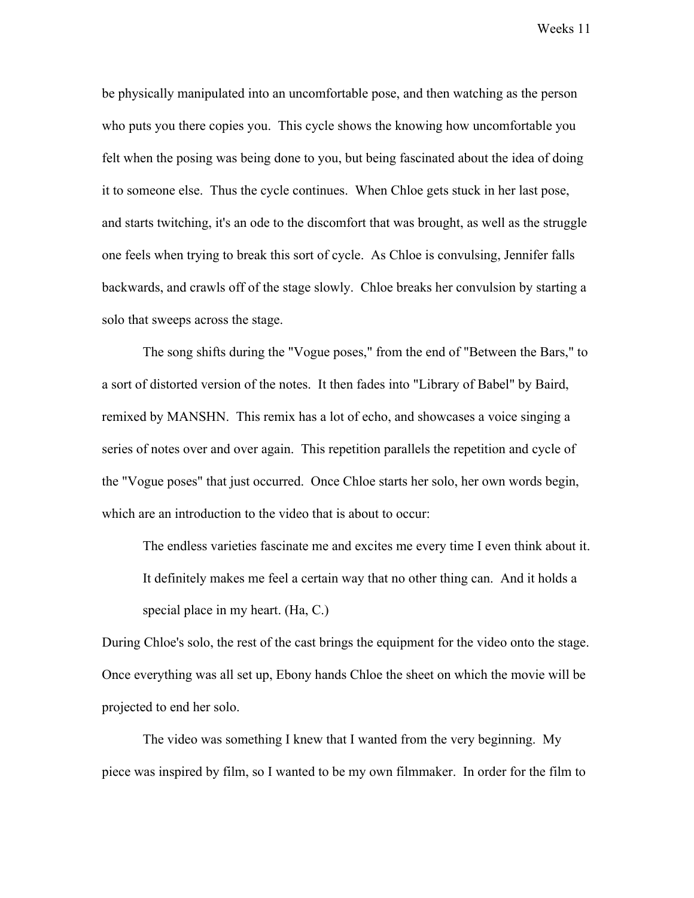be physically manipulated into an uncomfortable pose, and then watching as the person who puts you there copies you. This cycle shows the knowing how uncomfortable you felt when the posing was being done to you, but being fascinated about the idea of doing it to someone else. Thus the cycle continues. When Chloe gets stuck in her last pose, and starts twitching, it's an ode to the discomfort that was brought, as well as the struggle one feels when trying to break this sort of cycle. As Chloe is convulsing, Jennifer falls backwards, and crawls off of the stage slowly. Chloe breaks her convulsion by starting a solo that sweeps across the stage.

The song shifts during the "Vogue poses," from the end of "Between the Bars," to a sort of distorted version of the notes. It then fades into "Library of Babel" by Baird, remixed by MANSHN. This remix has a lot of echo, and showcases a voice singing a series of notes over and over again. This repetition parallels the repetition and cycle of the "Vogue poses" that just occurred. Once Chloe starts her solo, her own words begin, which are an introduction to the video that is about to occur:

> The endless varieties fascinate me and excites me every time I even think about it. It definitely makes me feel a certain way that no other thing can. And it holds a special place in my heart. (Ha, C.)

During Chloe's solo, the rest of the cast brings the equipment for the video onto the stage. Once everything was all set up, Ebony hands Chloe the sheet on which the movie will be projected to end her solo.

The video was something I knew that I wanted from the very beginning. My piece was inspired by film, so I wanted to be my own filmmaker. In order for the film to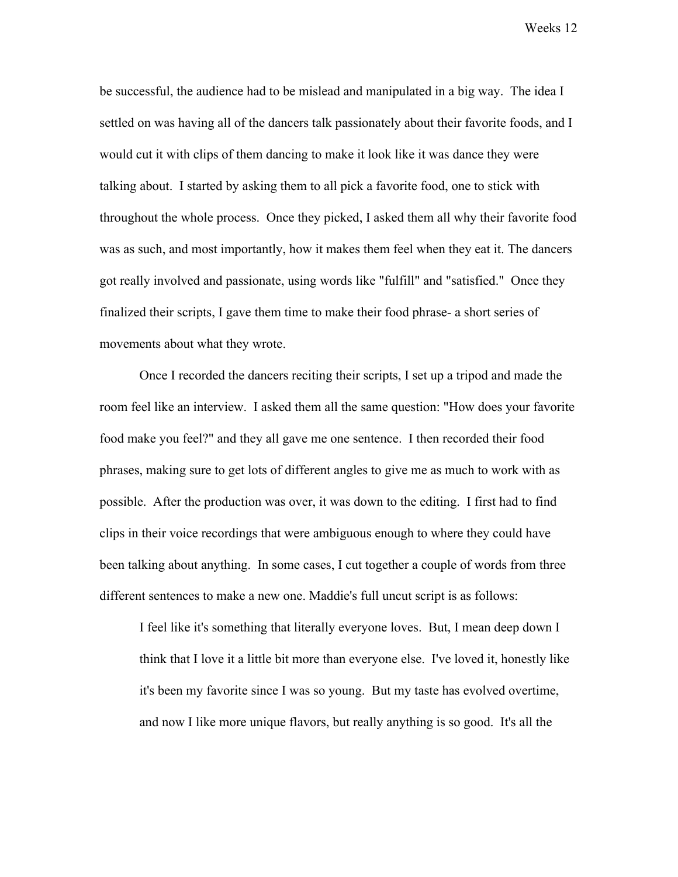be successful, the audience had to be mislead and manipulated in a big way. The idea I settled on was having all of the dancers talk passionately about their favorite foods, and I would cut it with clips of them dancing to make it look like it was dance they were talking about. I started by asking them to all pick a favorite food, one to stick with throughout the whole process. Once they picked, I asked them all why their favorite food was as such, and most importantly, how it makes them feel when they eat it. The dancers got really involved and passionate, using words like "fulfill" and "satisfied." Once they finalized their scripts, I gave them time to make their food phrase- a short series of movements about what they wrote.

Once I recorded the dancers reciting their scripts, I set up a tripod and made the room feel like an interview. I asked them all the same question: "How does your favorite food make you feel?" and they all gave me one sentence. I then recorded their food phrases, making sure to get lots of different angles to give me as much to work with as possible. After the production was over, it was down to the editing. I first had to find clips in their voice recordings that were ambiguous enough to where they could have been talking about anything. In some cases, I cut together a couple of words from three different sentences to make a new one. Maddie's full uncut script is as follows:

> I feel like it's something that literally everyone loves. But, I mean deep down I think that I love it a little bit more than everyone else. I've loved it, honestly like it's been my favorite since I was so young. But my taste has evolved overtime, and now I like more unique flavors, but really anything is so good. It's all the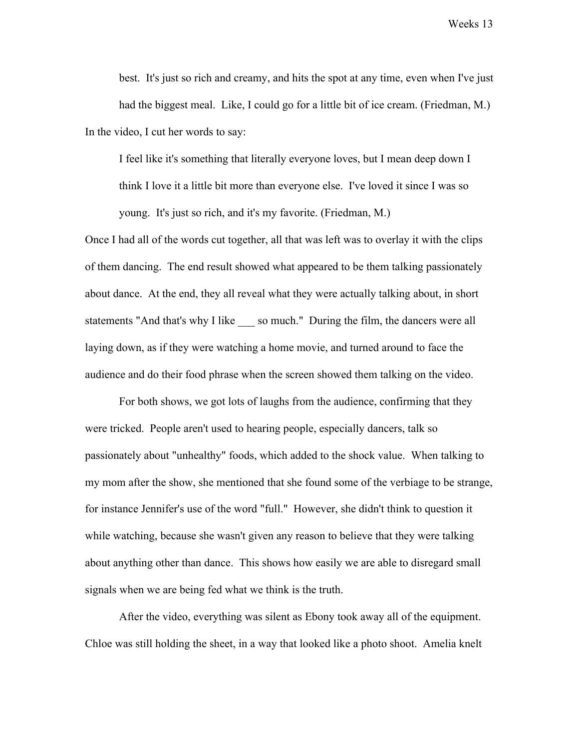> best. It's just so rich and creamy, and hits the spot at any time, even when I've just had the biggest meal. Like, I could go for a little bit of ice cream. (Friedman, M.)

In the video, I cut her words to say:

> I feel like it's something that literally everyone loves, but I mean deep down I think I love it a little bit more than everyone else. I've loved it since I was so young. It's just so rich, and it's my favorite. (Friedman, M.)

Once I had all of the words cut together, all that was left was to overlay it with the clips of them dancing. The end result showed what appeared to be them talking passionately about dance. At the end, they all reveal what they were actually talking about, in short statements "And that's why I like ___ so much." During the film, the dancers were all laying down, as if they were watching a home movie, and turned around to face the audience and do their food phrase when the screen showed them talking on the video.

For both shows, we got lots of laughs from the audience, confirming that they were tricked. People aren't used to hearing people, especially dancers, talk so passionately about "unhealthy" foods, which added to the shock value. When talking to my mom after the show, she mentioned that she found some of the verbiage to be strange, for instance Jennifer's use of the word "full." However, she didn't think to question it while watching, because she wasn't given any reason to believe that they were talking about anything other than dance. This shows how easily we are able to disregard small signals when we are being fed what we think is the truth.

After the video, everything was silent as Ebony took away all of the equipment. Chloe was still holding the sheet, in a way that looked like a photo shoot. Amelia knelt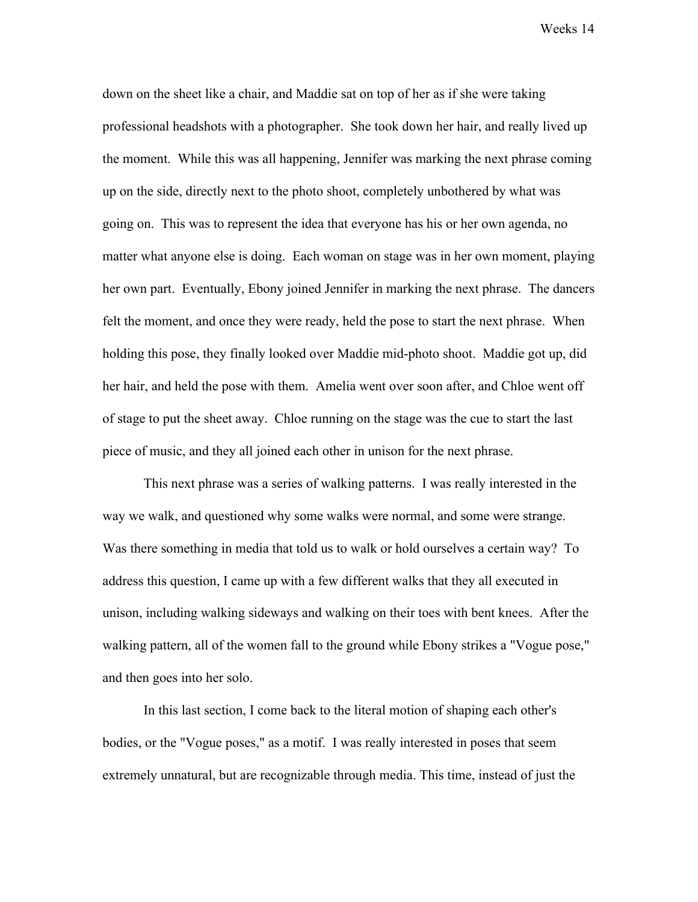down on the sheet like a chair, and Maddie sat on top of her as if she were taking professional headshots with a photographer. She took down her hair, and really lived up the moment. While this was all happening, Jennifer was marking the next phrase coming up on the side, directly next to the photo shoot, completely unbothered by what was going on. This was to represent the idea that everyone has his or her own agenda, no matter what anyone else is doing. Each woman on stage was in her own moment, playing her own part. Eventually, Ebony joined Jennifer in marking the next phrase. The dancers felt the moment, and once they were ready, held the pose to start the next phrase. When holding this pose, they finally looked over Maddie mid-photo shoot. Maddie got up, did her hair, and held the pose with them. Amelia went over soon after, and Chloe went off of stage to put the sheet away. Chloe running on the stage was the cue to start the last piece of music, and they all joined each other in unison for the next phrase.

This next phrase was a series of walking patterns. I was really interested in the way we walk, and questioned why some walks were normal, and some were strange. Was there something in media that told us to walk or hold ourselves a certain way? To address this question, I came up with a few different walks that they all executed in unison, including walking sideways and walking on their toes with bent knees. After the walking pattern, all of the women fall to the ground while Ebony strikes a "Vogue pose," and then goes into her solo.

In this last section, I come back to the literal motion of shaping each other's bodies, or the "Vogue poses," as a motif. I was really interested in poses that seem extremely unnatural, but are recognizable through media. This time, instead of just the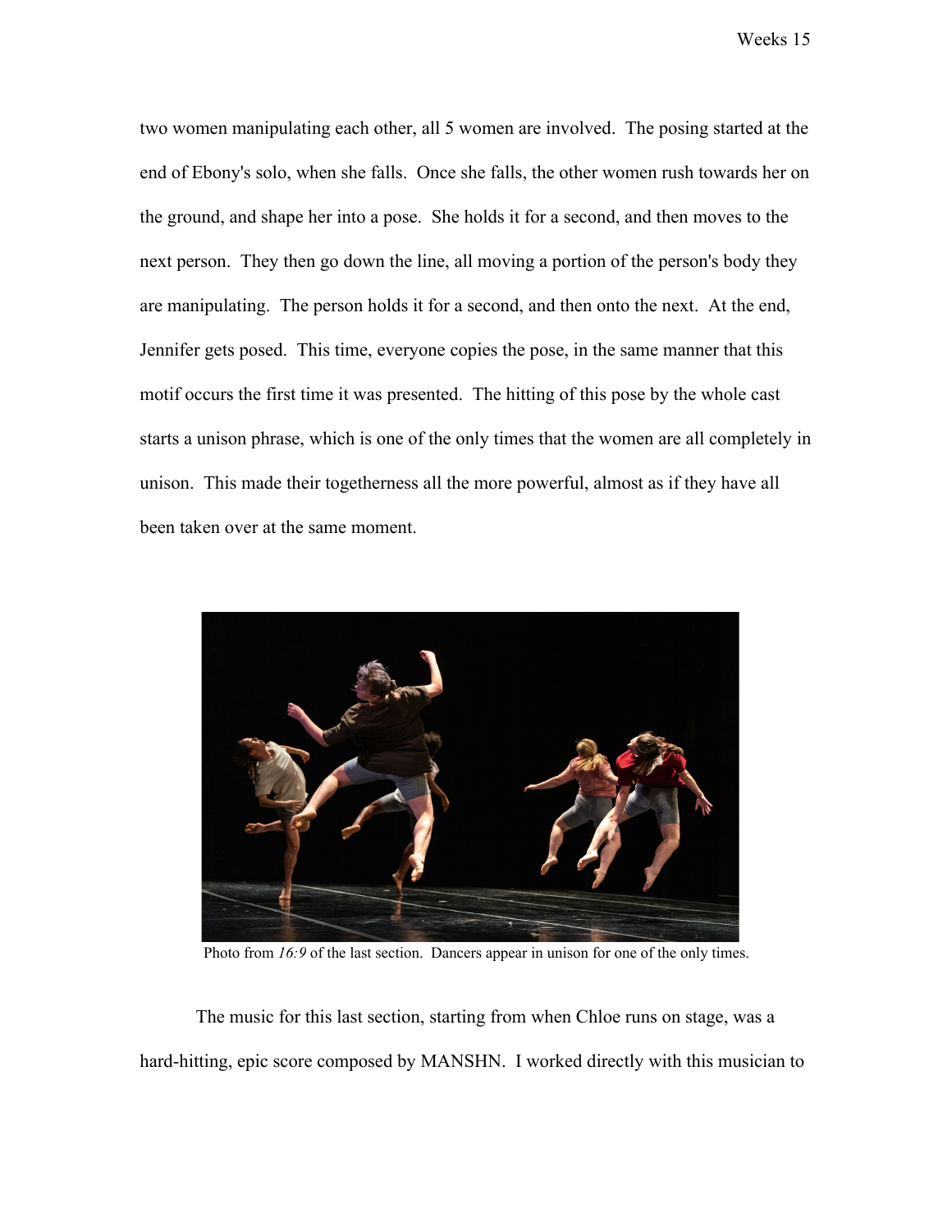two women manipulating each other, all 5 women are involved. The posing started at the end of Ebony's solo, when she falls. Once she falls, the other women rush towards her on the ground, and shape her into a pose. She holds it for a second, and then moves to the next person. They then go down the line, all moving a portion of the person's body they are manipulating. The person holds it for a second, and then onto the next. At the end, Jennifer gets posed. This time, everyone copies the pose, in the same manner that this motif occurs the first time it was presented. The hitting of this pose by the whole cast starts a unison phrase, which is one of the only times that the women are all completely in unison. This made their togetherness all the more powerful, almost as if they have all been taken over at the same moment.

Photo from *16:9* of the last section. Dancers appear in unison for one of the only times.

The music for this last section, starting from when Chloe runs on stage, was a hard-hitting, epic score composed by MANSHN. I worked directly with this musician to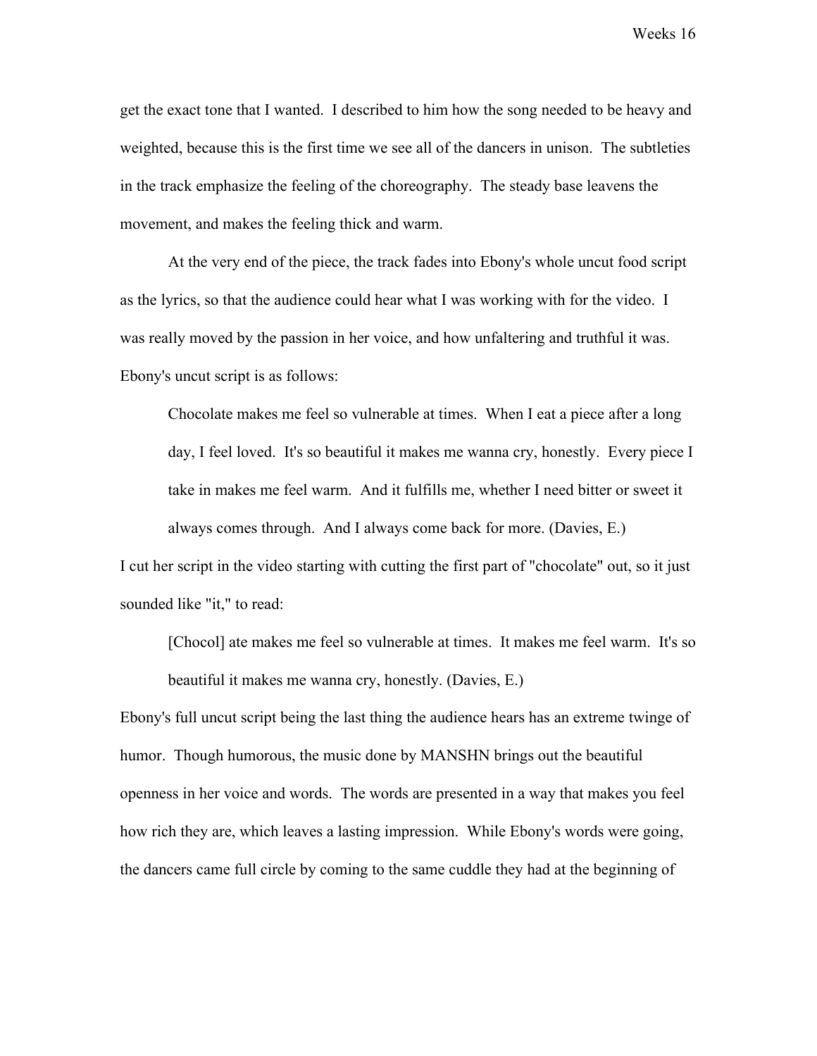get the exact tone that I wanted. I described to him how the song needed to be heavy and weighted, because this is the first time we see all of the dancers in unison. The subtleties in the track emphasize the feeling of the choreography. The steady base leavens the movement, and makes the feeling thick and warm.

At the very end of the piece, the track fades into Ebony's whole uncut food script as the lyrics, so that the audience could hear what I was working with for the video. I was really moved by the passion in her voice, and how unfaltering and truthful it was. Ebony's uncut script is as follows:

> Chocolate makes me feel so vulnerable at times. When I eat a piece after a long day, I feel loved. It's so beautiful it makes me wanna cry, honestly. Every piece I take in makes me feel warm. And it fulfills me, whether I need bitter or sweet it always comes through. And I always come back for more. (Davies, E.)

I cut her script in the video starting with cutting the first part of "chocolate" out, so it just sounded like "it," to read:

> [Chocol] ate makes me feel so vulnerable at times. It makes me feel warm. It's so beautiful it makes me wanna cry, honestly. (Davies, E.)

Ebony's full uncut script being the last thing the audience hears has an extreme twinge of humor. Though humorous, the music done by MANSHN brings out the beautiful openness in her voice and words. The words are presented in a way that makes you feel how rich they are, which leaves a lasting impression. While Ebony's words were going, the dancers came full circle by coming to the same cuddle they had at the beginning of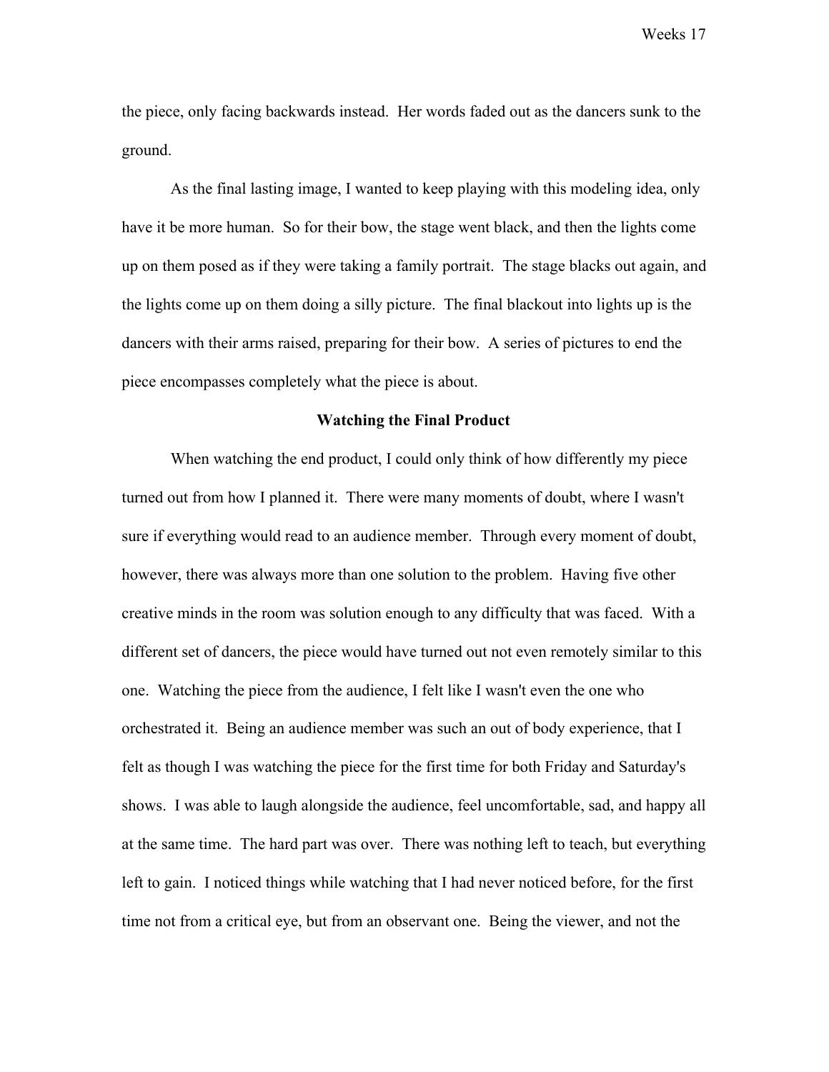the piece, only facing backwards instead. Her words faded out as the dancers sunk to the ground.

As the final lasting image, I wanted to keep playing with this modeling idea, only have it be more human. So for their bow, the stage went black, and then the lights come up on them posed as if they were taking a family portrait. The stage blacks out again, and the lights come up on them doing a silly picture. The final blackout into lights up is the dancers with their arms raised, preparing for their bow. A series of pictures to end the piece encompasses completely what the piece is about.

## Watching the Final Product

When watching the end product, I could only think of how differently my piece turned out from how I planned it. There were many moments of doubt, where I wasn't sure if everything would read to an audience member. Through every moment of doubt, however, there was always more than one solution to the problem. Having five other creative minds in the room was solution enough to any difficulty that was faced. With a different set of dancers, the piece would have turned out not even remotely similar to this one. Watching the piece from the audience, I felt like I wasn't even the one who orchestrated it. Being an audience member was such an out of body experience, that I felt as though I was watching the piece for the first time for both Friday and Saturday's shows. I was able to laugh alongside the audience, feel uncomfortable, sad, and happy all at the same time. The hard part was over. There was nothing left to teach, but everything left to gain. I noticed things while watching that I had never noticed before, for the first time not from a critical eye, but from an observant one. Being the viewer, and not the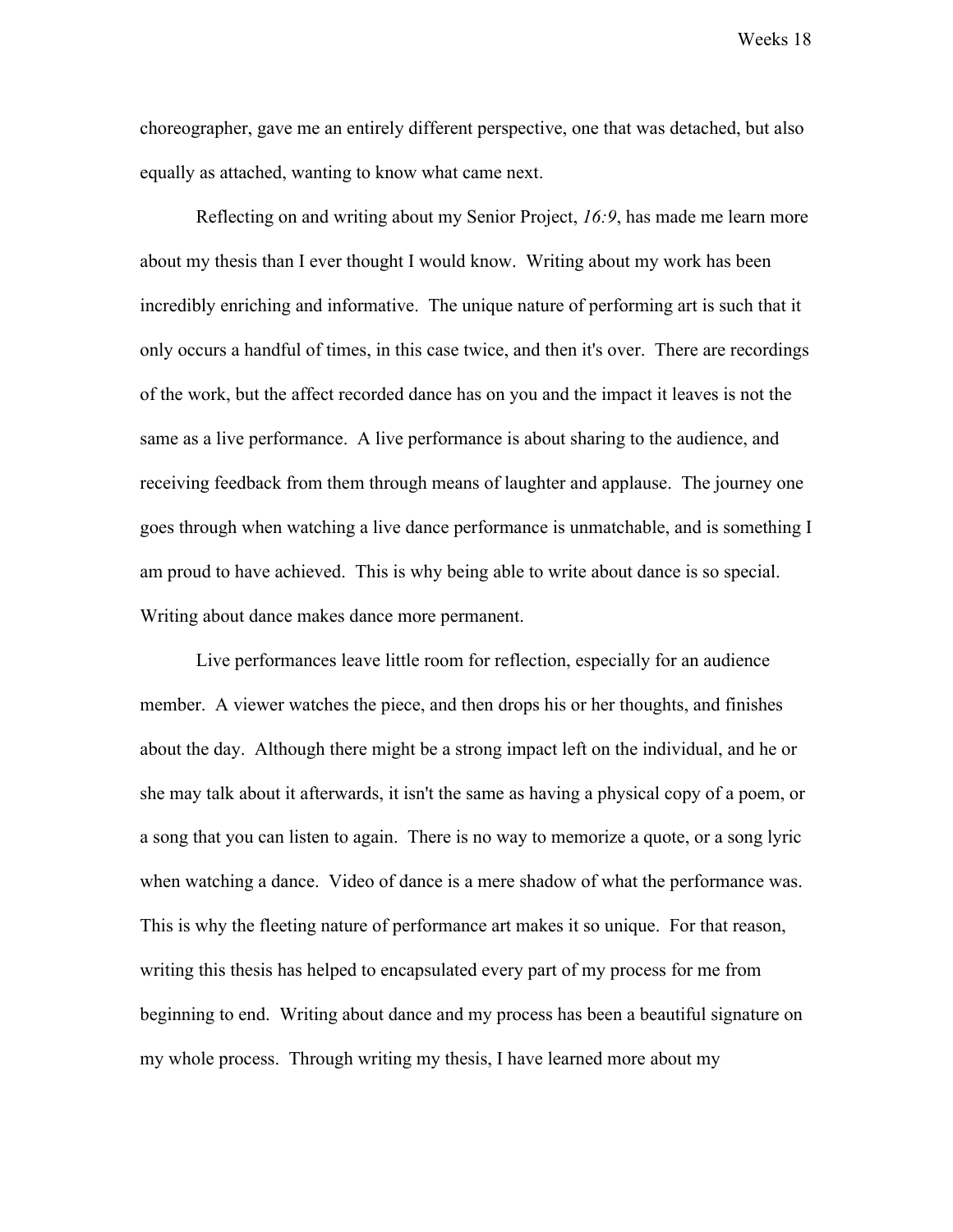choreographer, gave me an entirely different perspective, one that was detached, but also equally as attached, wanting to know what came next.

Reflecting on and writing about my Senior Project, *16:9*, has made me learn more about my thesis than I ever thought I would know. Writing about my work has been incredibly enriching and informative. The unique nature of performing art is such that it only occurs a handful of times, in this case twice, and then it's over. There are recordings of the work, but the affect recorded dance has on you and the impact it leaves is not the same as a live performance. A live performance is about sharing to the audience, and receiving feedback from them through means of laughter and applause. The journey one goes through when watching a live dance performance is unmatchable, and is something I am proud to have achieved. This is why being able to write about dance is so special. Writing about dance makes dance more permanent.

Live performances leave little room for reflection, especially for an audience member. A viewer watches the piece, and then drops his or her thoughts, and finishes about the day. Although there might be a strong impact left on the individual, and he or she may talk about it afterwards, it isn't the same as having a physical copy of a poem, or a song that you can listen to again. There is no way to memorize a quote, or a song lyric when watching a dance. Video of dance is a mere shadow of what the performance was. This is why the fleeting nature of performance art makes it so unique. For that reason, writing this thesis has helped to encapsulated every part of my process for me from beginning to end. Writing about dance and my process has been a beautiful signature on my whole process. Through writing my thesis, I have learned more about my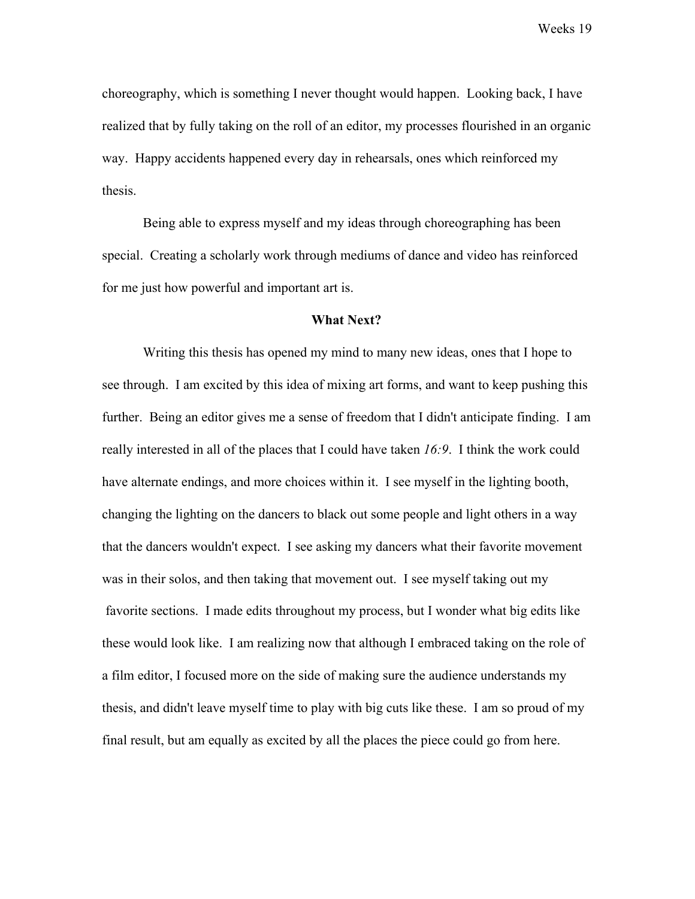choreography, which is something I never thought would happen. Looking back, I have realized that by fully taking on the roll of an editor, my processes flourished in an organic way. Happy accidents happened every day in rehearsals, ones which reinforced my thesis.

Being able to express myself and my ideas through choreographing has been special. Creating a scholarly work through mediums of dance and video has reinforced for me just how powerful and important art is.

## What Next?

Writing this thesis has opened my mind to many new ideas, ones that I hope to see through. I am excited by this idea of mixing art forms, and want to keep pushing this further. Being an editor gives me a sense of freedom that I didn't anticipate finding. I am really interested in all of the places that I could have taken *16:9*. I think the work could have alternate endings, and more choices within it. I see myself in the lighting booth, changing the lighting on the dancers to black out some people and light others in a way that the dancers wouldn't expect. I see asking my dancers what their favorite movement was in their solos, and then taking that movement out. I see myself taking out my favorite sections. I made edits throughout my process, but I wonder what big edits like these would look like. I am realizing now that although I embraced taking on the role of a film editor, I focused more on the side of making sure the audience understands my thesis, and didn't leave myself time to play with big cuts like these. I am so proud of my final result, but am equally as excited by all the places the piece could go from here.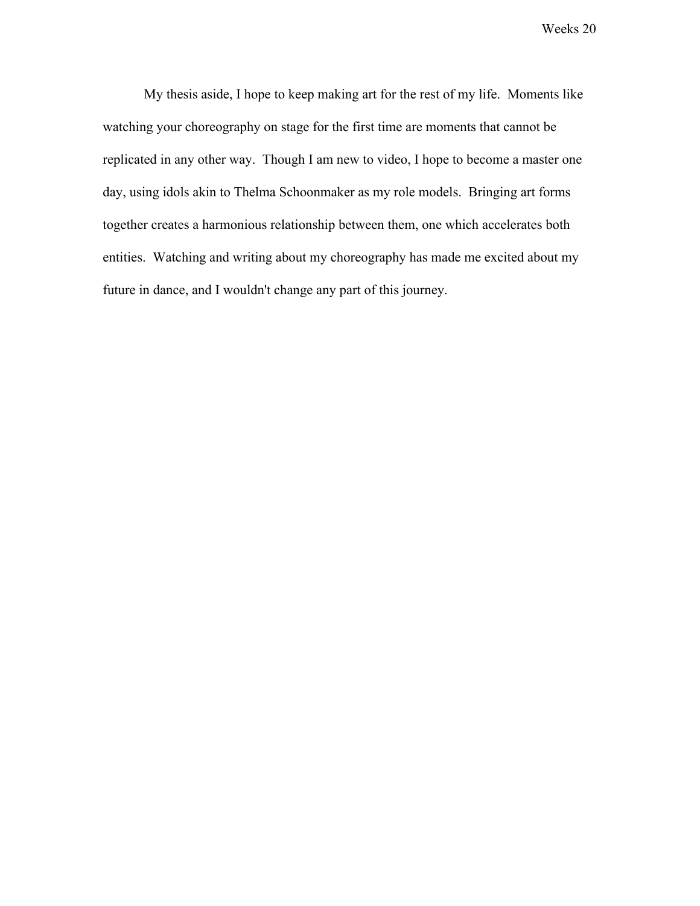My thesis aside, I hope to keep making art for the rest of my life. Moments like watching your choreography on stage for the first time are moments that cannot be replicated in any other way. Though I am new to video, I hope to become a master one day, using idols akin to Thelma Schoonmaker as my role models. Bringing art forms together creates a harmonious relationship between them, one which accelerates both entities. Watching and writing about my choreography has made me excited about my future in dance, and I wouldn't change any part of this journey.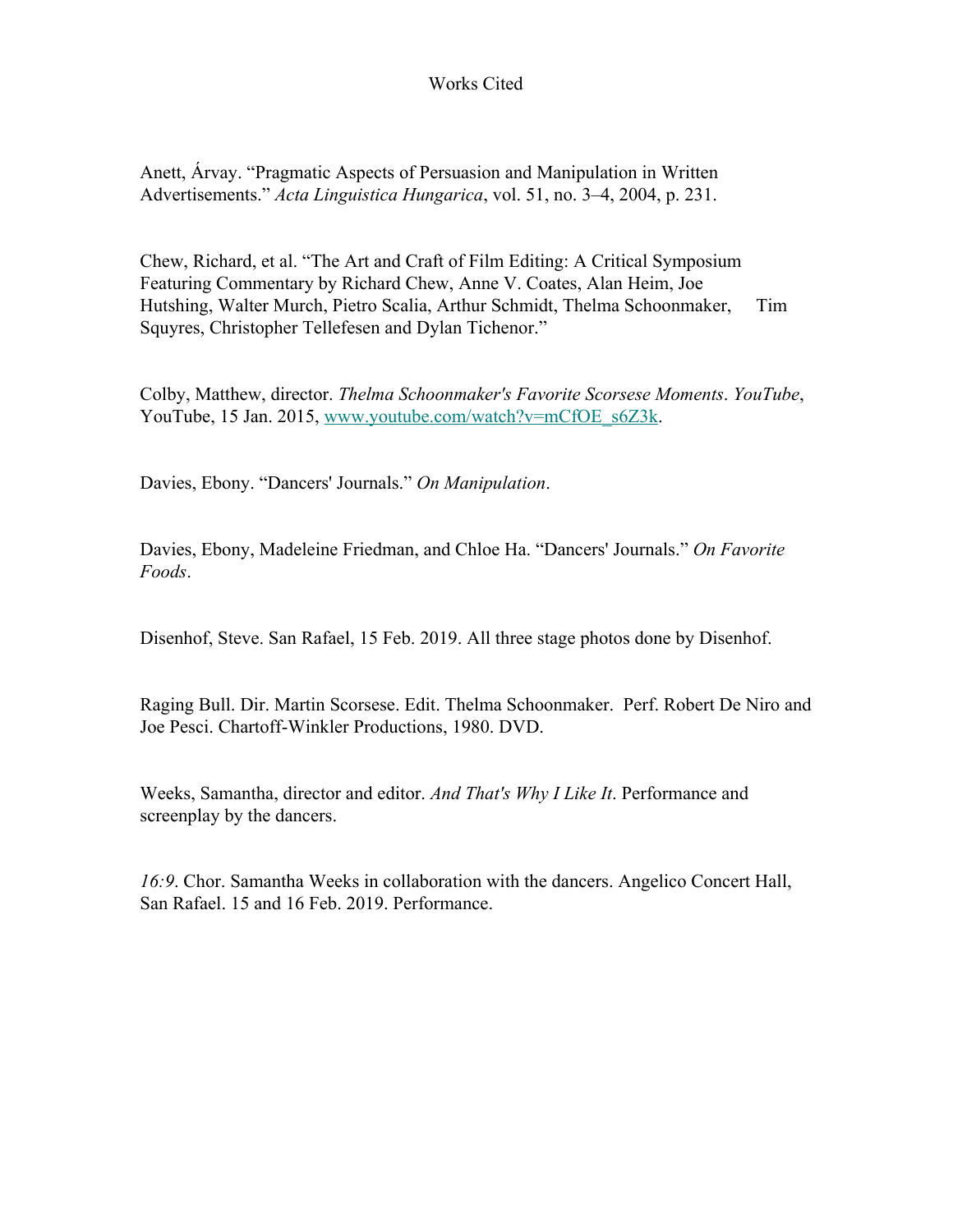# Works Cited

Anett, Árvay. "Pragmatic Aspects of Persuasion and Manipulation in Written Advertisements." *Acta Linguistica Hungarica*, vol. 51, no. 3–4, 2004, p. 231.

Chew, Richard, et al. "The Art and Craft of Film Editing: A Critical Symposium Featuring Commentary by Richard Chew, Anne V. Coates, Alan Heim, Joe Hutshing, Walter Murch, Pietro Scalia, Arthur Schmidt, Thelma Schoonmaker, Tim Squyres, Christopher Tellefesen and Dylan Tichenor."

Colby, Matthew, director. *Thelma Schoonmaker's Favorite Scorsese Moments*. *YouTube*, YouTube, 15 Jan. 2015, www.youtube.com/watch?v=mCfOE_s6Z3k.

Davies, Ebony. "Dancers' Journals." *On Manipulation*.

Davies, Ebony, Madeleine Friedman, and Chloe Ha. "Dancers' Journals." *On Favorite Foods*.

Disenhof, Steve. San Rafael, 15 Feb. 2019. All three stage photos done by Disenhof.

Raging Bull. Dir. Martin Scorsese. Edit. Thelma Schoonmaker. Perf. Robert De Niro and Joe Pesci. Chartoff-Winkler Productions, 1980. DVD.

Weeks, Samantha, director and editor. *And That's Why I Like It*. Performance and screenplay by the dancers.

*16:9*. Chor. Samantha Weeks in collaboration with the dancers. Angelico Concert Hall, San Rafael. 15 and 16 Feb. 2019. Performance.